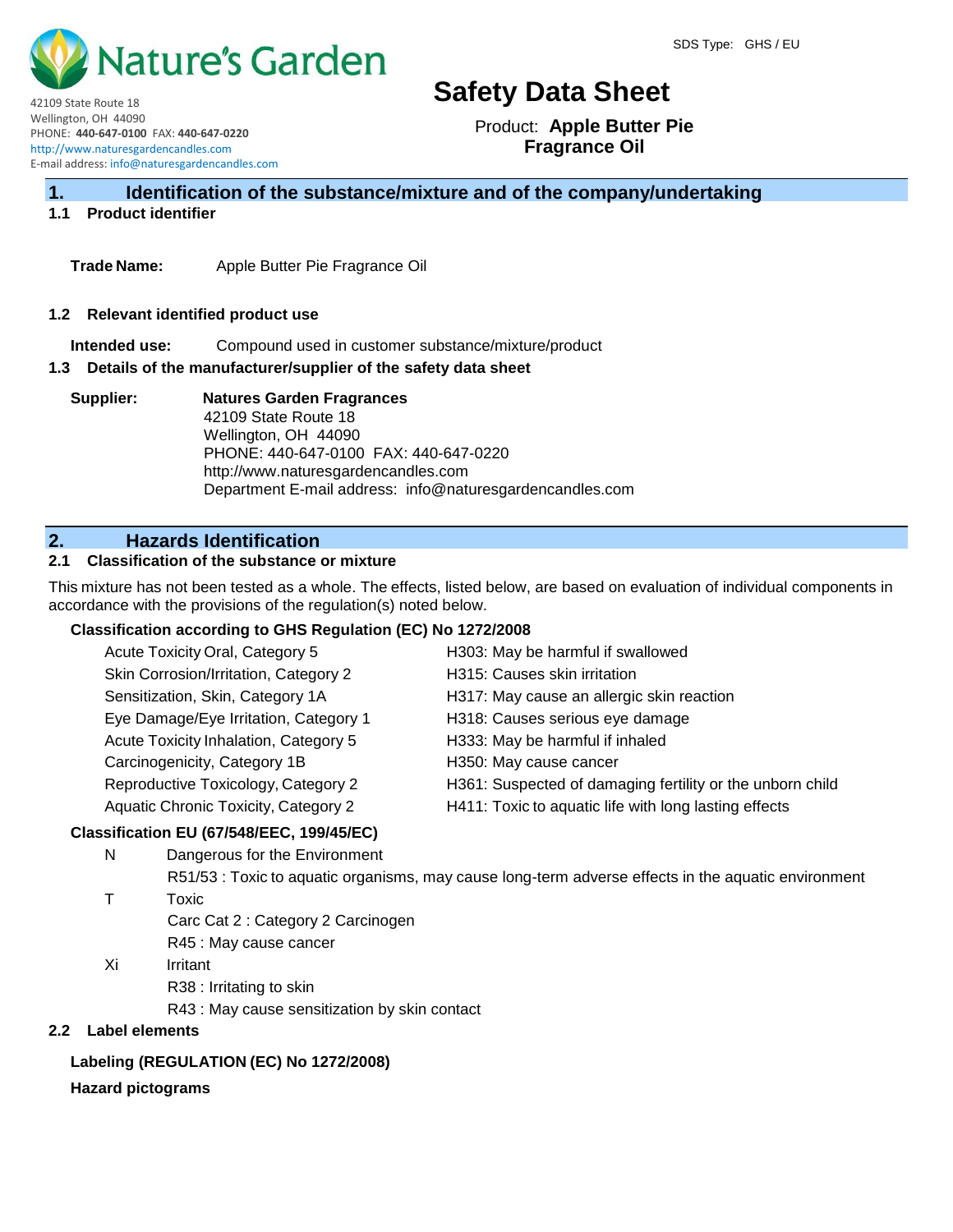SDS Type: GHS / EU

Nature's Garden

42109 State Route 18
Wellington, OH 44090
PHONE: **440-647-0100** FAX: **440-647-0220**
http://www.naturesgardencandles.com
E-mail address: info@naturesgardencandles.com

# Safety Data Sheet

Product: **Apple Butter Pie Fragrance Oil**

## 1. Identification of the substance/mixture and of the company/undertaking

### 1.1 Product identifier

**Trade Name:** Apple Butter Pie Fragrance Oil

### 1.2 Relevant identified product use

**Intended use:** Compound used in customer substance/mixture/product

### 1.3 Details of the manufacturer/supplier of the safety data sheet

**Supplier:** **Natures Garden Fragrances**
42109 State Route 18
Wellington, OH 44090
PHONE: 440-647-0100 FAX: 440-647-0220
http://www.naturesgardencandles.com
Department E-mail address: info@naturesgardencandles.com

## 2. Hazards Identification

### 2.1 Classification of the substance or mixture

This mixture has not been tested as a whole. The effects, listed below, are based on evaluation of individual components in accordance with the provisions of the regulation(s) noted below.

**Classification according to GHS Regulation (EC) No 1272/2008**

| | |
|---|---|
| Acute Toxicity Oral, Category 5 | H303: May be harmful if swallowed |
| Skin Corrosion/Irritation, Category 2 | H315: Causes skin irritation |
| Sensitization, Skin, Category 1A | H317: May cause an allergic skin reaction |
| Eye Damage/Eye Irritation, Category 1 | H318: Causes serious eye damage |
| Acute Toxicity Inhalation, Category 5 | H333: May be harmful if inhaled |
| Carcinogenicity, Category 1B | H350: May cause cancer |
| Reproductive Toxicology, Category 2 | H361: Suspected of damaging fertility or the unborn child |
| Aquatic Chronic Toxicity, Category 2 | H411: Toxic to aquatic life with long lasting effects |

**Classification EU (67/548/EEC, 199/45/EC)**

N Dangerous for the Environment
R51/53 : Toxic to aquatic organisms, may cause long-term adverse effects in the aquatic environment

T Toxic
Carc Cat 2 : Category 2 Carcinogen
R45 : May cause cancer

Xi Irritant
R38 : Irritating to skin
R43 : May cause sensitization by skin contact

### 2.2 Label elements

**Labeling (REGULATION (EC) No 1272/2008)**

**Hazard pictograms**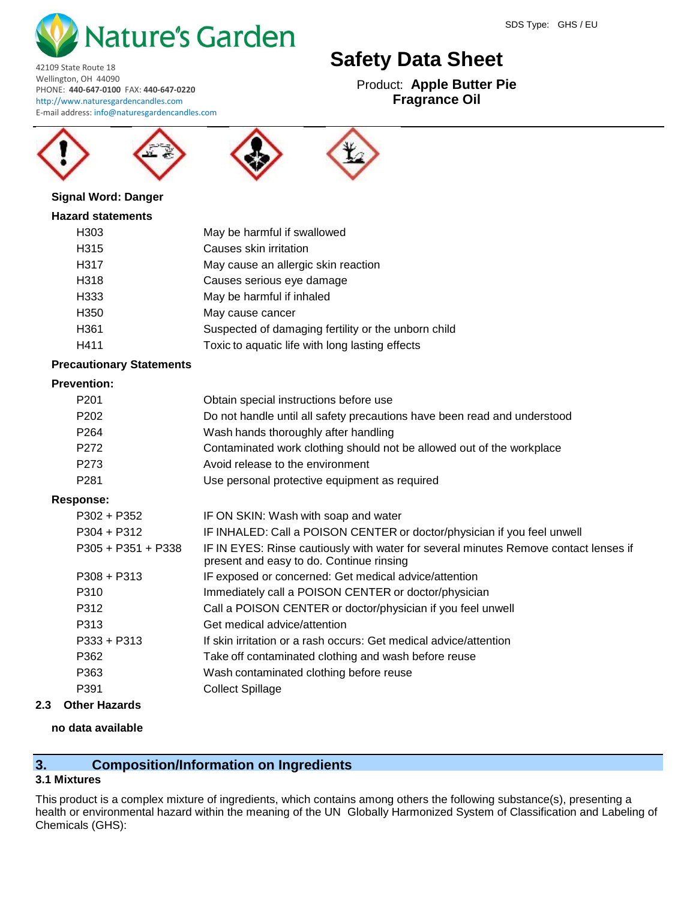Signal Word: Danger

**Hazard statements**

| | |
|---|---|
| H303 | May be harmful if swallowed |
| H315 | Causes skin irritation |
| H317 | May cause an allergic skin reaction |
| H318 | Causes serious eye damage |
| H333 | May be harmful if inhaled |
| H350 | May cause cancer |
| H361 | Suspected of damaging fertility or the unborn child |
| H411 | Toxic to aquatic life with long lasting effects |

**Precautionary Statements**

**Prevention:**

| | |
|---|---|
| P201 | Obtain special instructions before use |
| P202 | Do not handle until all safety precautions have been read and understood |
| P264 | Wash hands thoroughly after handling |
| P272 | Contaminated work clothing should not be allowed out of the workplace |
| P273 | Avoid release to the environment |
| P281 | Use personal protective equipment as required |

**Response:**

| | |
|---|---|
| P302 + P352 | IF ON SKIN: Wash with soap and water |
| P304 + P312 | IF INHALED: Call a POISON CENTER or doctor/physician if you feel unwell |
| P305 + P351 + P338 | IF IN EYES: Rinse cautiously with water for several minutes Remove contact lenses if present and easy to do. Continue rinsing |
| P308 + P313 | IF exposed or concerned: Get medical advice/attention |
| P310 | Immediately call a POISON CENTER or doctor/physician |
| P312 | Call a POISON CENTER or doctor/physician if you feel unwell |
| P313 | Get medical advice/attention |
| P333 + P313 | If skin irritation or a rash occurs: Get medical advice/attention |
| P362 | Take off contaminated clothing and wash before reuse |
| P363 | Wash contaminated clothing before reuse |
| P391 | Collect Spillage |

### 2.3 Other Hazards

**no data available**

## 3. Composition/Information on Ingredients

### 3.1 Mixtures

This product is a complex mixture of ingredients, which contains among others the following substance(s), presenting a health or environmental hazard within the meaning of the UN Globally Harmonized System of Classification and Labeling of Chemicals (GHS):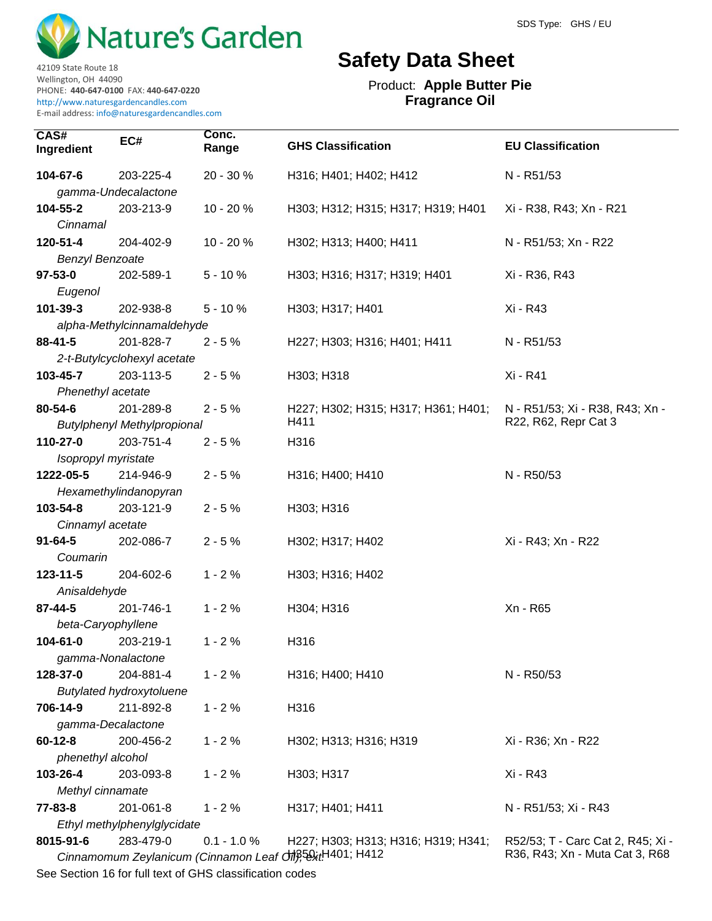Nature's Garden

42109 State Route 18
Wellington, OH 44090
PHONE: **440-647-0100** FAX: **440-647-0220**
http://www.naturesgardencandles.com
E-mail address: info@naturesgardencandles.com

SDS Type: GHS / EU

# Safety Data Sheet

Product: **Apple Butter Pie Fragrance Oil**

| CAS# Ingredient | EC# | Conc. Range | GHS Classification | EU Classification |
|---|---|---|---|---|
| **104-67-6** *gamma-Undecalactone* | 203-225-4 | 20 - 30 % | H316; H401; H402; H412 | N - R51/53 |
| **104-55-2** *Cinnamal* | 203-213-9 | 10 - 20 % | H303; H312; H315; H317; H319; H401 | Xi - R38, R43; Xn - R21 |
| **120-51-4** *Benzyl Benzoate* | 204-402-9 | 10 - 20 % | H302; H313; H400; H411 | N - R51/53; Xn - R22 |
| **97-53-0** *Eugenol* | 202-589-1 | 5 - 10 % | H303; H316; H317; H319; H401 | Xi - R36, R43 |
| **101-39-3** *alpha-Methylcinnamaldehyde* | 202-938-8 | 5 - 10 % | H303; H317; H401 | Xi - R43 |
| **88-41-5** *2-t-Butylcyclohexyl acetate* | 201-828-7 | 2 - 5 % | H227; H303; H316; H401; H411 | N - R51/53 |
| **103-45-7** *Phenethyl acetate* | 203-113-5 | 2 - 5 % | H303; H318 | Xi - R41 |
| **80-54-6** *Butylphenyl Methylpropional* | 201-289-8 | 2 - 5 % | H227; H302; H315; H317; H361; H401; H411 | N - R51/53; Xi - R38, R43; Xn - R22, R62, Repr Cat 3 |
| **110-27-0** *Isopropyl myristate* | 203-751-4 | 2 - 5 % | H316 | |
| **1222-05-5** *Hexamethylindanopyran* | 214-946-9 | 2 - 5 % | H316; H400; H410 | N - R50/53 |
| **103-54-8** *Cinnamyl acetate* | 203-121-9 | 2 - 5 % | H303; H316 | |
| **91-64-5** *Coumarin* | 202-086-7 | 2 - 5 % | H302; H317; H402 | Xi - R43; Xn - R22 |
| **123-11-5** *Anisaldehyde* | 204-602-6 | 1 - 2 % | H303; H316; H402 | |
| **87-44-5** *beta-Caryophyllene* | 201-746-1 | 1 - 2 % | H304; H316 | Xn - R65 |
| **104-61-0** *gamma-Nonalactone* | 203-219-1 | 1 - 2 % | H316 | |
| **128-37-0** *Butylated hydroxytoluene* | 204-881-4 | 1 - 2 % | H316; H400; H410 | N - R50/53 |
| **706-14-9** *gamma-Decalactone* | 211-892-8 | 1 - 2 % | H316 | |
| **60-12-8** *phenethyl alcohol* | 200-456-2 | 1 - 2 % | H302; H313; H316; H319 | Xi - R36; Xn - R22 |
| **103-26-4** *Methyl cinnamate* | 203-093-8 | 1 - 2 % | H303; H317 | Xi - R43 |
| **77-83-8** *Ethyl methylphenylglycidate* | 201-061-8 | 1 - 2 % | H317; H401; H411 | N - R51/53; Xi - R43 |
| **8015-91-6** *Cinnamomum Zeylanicum (Cinnamon Leaf Oil), ext.* | 283-479-0 | 0.1 - 1.0 % | H227; H303; H313; H316; H319; H341; H350; H401; H412 | R52/53; T - Carc Cat 2, R45; Xi - R36, R43; Xn - Muta Cat 3, R68 |

See Section 16 for full text of GHS classification codes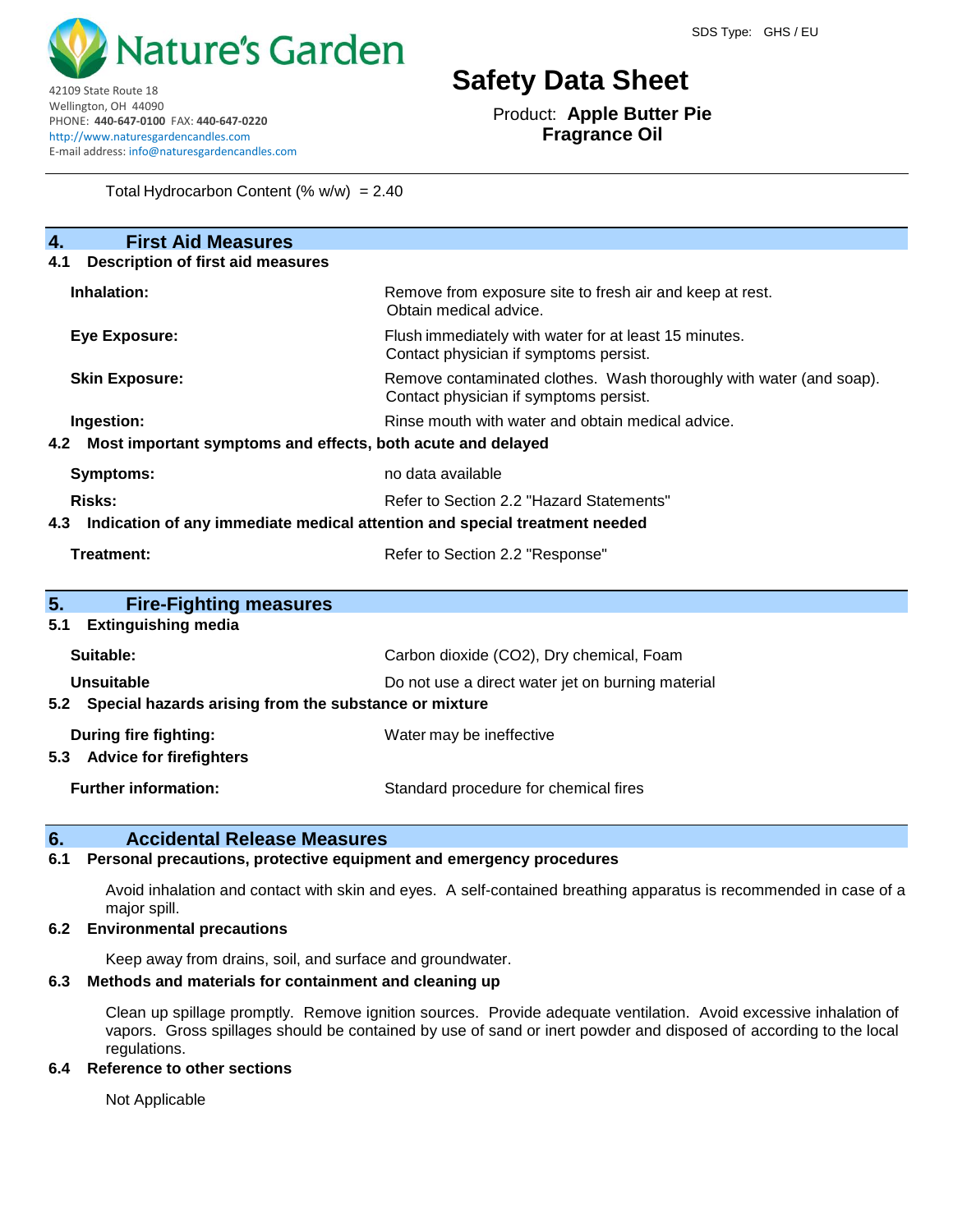Total Hydrocarbon Content (% w/w) = 2.40

## 4. First Aid Measures

### 4.1 Description of first aid measures

**Inhalation:** Remove from exposure site to fresh air and keep at rest. Obtain medical advice.

**Eye Exposure:** Flush immediately with water for at least 15 minutes. Contact physician if symptoms persist.

**Skin Exposure:** Remove contaminated clothes. Wash thoroughly with water (and soap). Contact physician if symptoms persist.

**Ingestion:** Rinse mouth with water and obtain medical advice.

### 4.2 Most important symptoms and effects, both acute and delayed

**Symptoms:** no data available

**Risks:** Refer to Section 2.2 "Hazard Statements"

### 4.3 Indication of any immediate medical attention and special treatment needed

**Treatment:** Refer to Section 2.2 "Response"

## 5. Fire-Fighting measures

### 5.1 Extinguishing media

**Suitable:** Carbon dioxide ($CO_2$), Dry chemical, Foam

**Unsuitable** Do not use a direct water jet on burning material

### 5.2 Special hazards arising from the substance or mixture

**During fire fighting:** Water may be ineffective

### 5.3 Advice for firefighters

**Further information:** Standard procedure for chemical fires

## 6. Accidental Release Measures

### 6.1 Personal precautions, protective equipment and emergency procedures

Avoid inhalation and contact with skin and eyes. A self-contained breathing apparatus is recommended in case of a major spill.

### 6.2 Environmental precautions

Keep away from drains, soil, and surface and groundwater.

### 6.3 Methods and materials for containment and cleaning up

Clean up spillage promptly. Remove ignition sources. Provide adequate ventilation. Avoid excessive inhalation of vapors. Gross spillages should be contained by use of sand or inert powder and disposed of according to the local regulations.

### 6.4 Reference to other sections

Not Applicable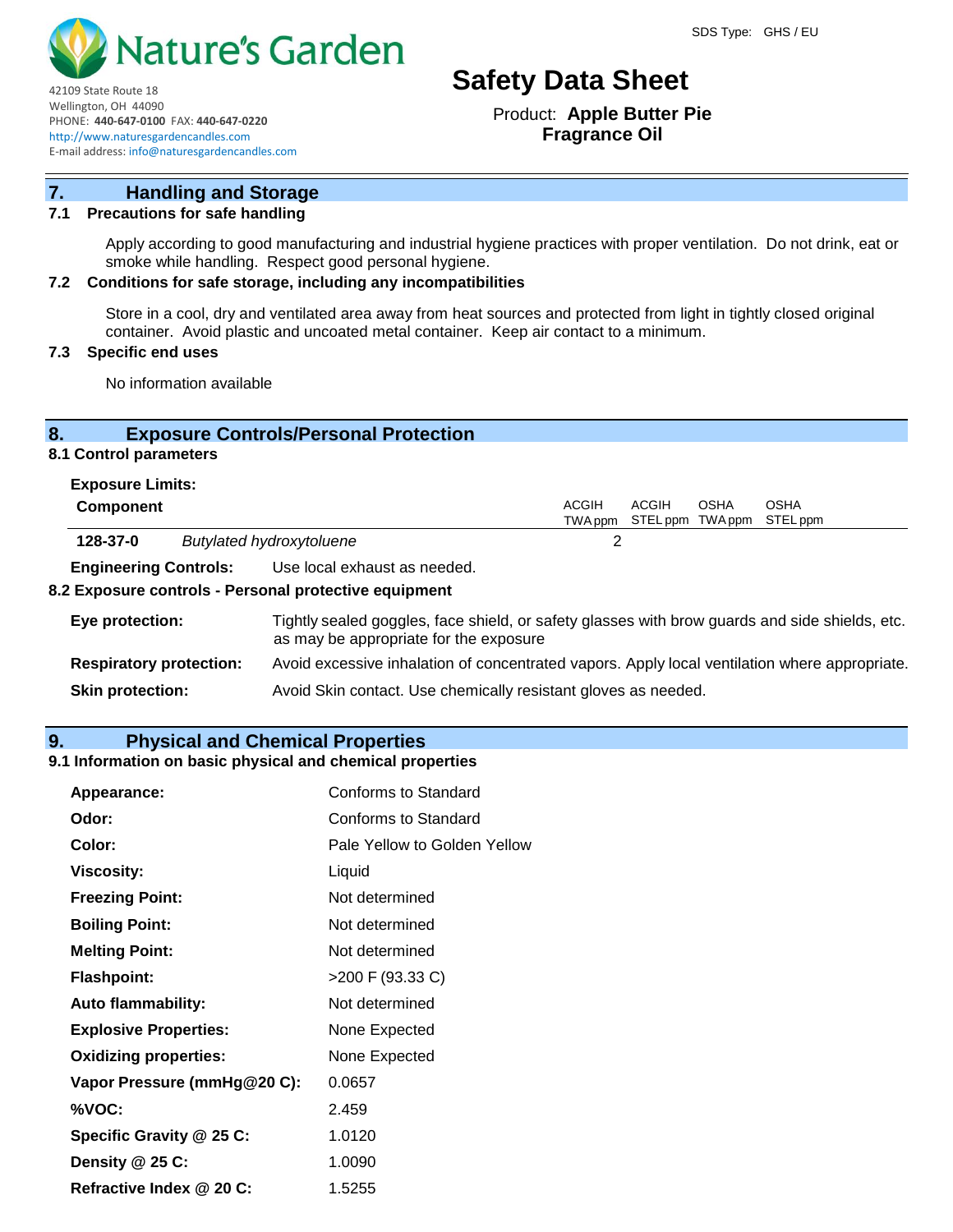## 7. Handling and Storage

### 7.1 Precautions for safe handling

Apply according to good manufacturing and industrial hygiene practices with proper ventilation. Do not drink, eat or smoke while handling. Respect good personal hygiene.

### 7.2 Conditions for safe storage, including any incompatibilities

Store in a cool, dry and ventilated area away from heat sources and protected from light in tightly closed original container. Avoid plastic and uncoated metal container. Keep air contact to a minimum.

### 7.3 Specific end uses

No information available

## 8. Exposure Controls/Personal Protection

### 8.1 Control parameters

**Exposure Limits:**

| Component | | ACGIH TWA ppm | ACGIH STEL ppm | OSHA TWA ppm | OSHA STEL ppm |
|---|---|---|---|---|---|
| **128-37-0** | *Butylated hydroxytoluene* | 2 | | | |

**Engineering Controls:** Use local exhaust as needed.

### 8.2 Exposure controls - Personal protective equipment

**Eye protection:** Tightly sealed goggles, face shield, or safety glasses with brow guards and side shields, etc. as may be appropriate for the exposure

**Respiratory protection:** Avoid excessive inhalation of concentrated vapors. Apply local ventilation where appropriate.

**Skin protection:** Avoid Skin contact. Use chemically resistant gloves as needed.

## 9. Physical and Chemical Properties

### 9.1 Information on basic physical and chemical properties

| | |
|---|---|
| **Appearance:** | Conforms to Standard |
| **Odor:** | Conforms to Standard |
| **Color:** | Pale Yellow to Golden Yellow |
| **Viscosity:** | Liquid |
| **Freezing Point:** | Not determined |
| **Boiling Point:** | Not determined |
| **Melting Point:** | Not determined |
| **Flashpoint:** | >200 F (93.33 C) |
| **Auto flammability:** | Not determined |
| **Explosive Properties:** | None Expected |
| **Oxidizing properties:** | None Expected |
| **Vapor Pressure (mmHg@20 C):** | 0.0657 |
| **%VOC:** | 2.459 |
| **Specific Gravity @ 25 C:** | 1.0120 |
| **Density @ 25 C:** | 1.0090 |
| **Refractive Index @ 20 C:** | 1.5255 |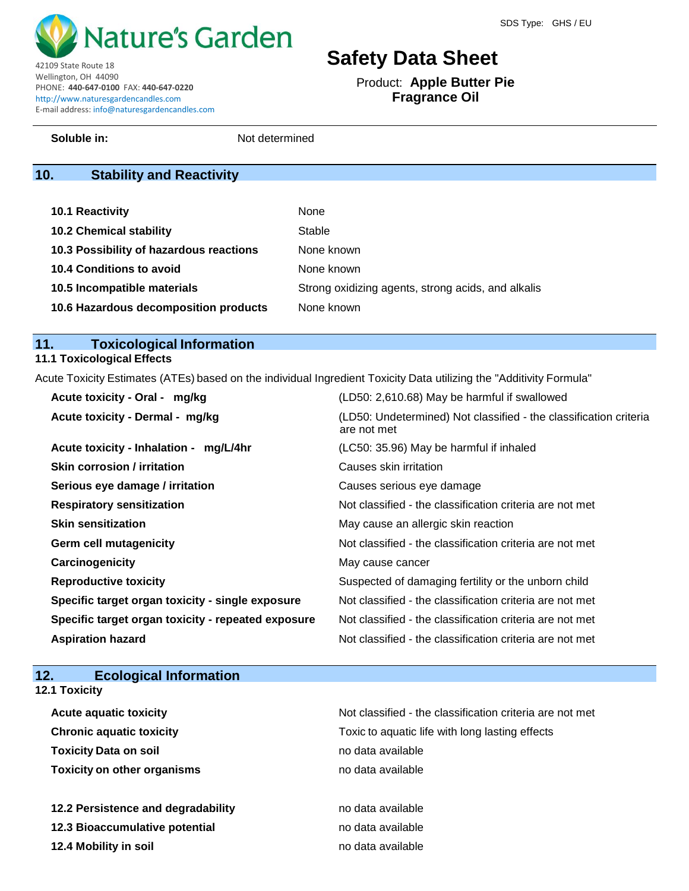| | |
|---|---|
| **Soluble in:** | Not determined |

## 10. Stability and Reactivity

| | |
|---|---|
| **10.1 Reactivity** | None |
| **10.2 Chemical stability** | Stable |
| **10.3 Possibility of hazardous reactions** | None known |
| **10.4 Conditions to avoid** | None known |
| **10.5 Incompatible materials** | Strong oxidizing agents, strong acids, and alkalis |
| **10.6 Hazardous decomposition products** | None known |

## 11. Toxicological Information

### 11.1 Toxicological Effects

Acute Toxicity Estimates (ATEs) based on the individual Ingredient Toxicity Data utilizing the "Additivity Formula"

| | |
|---|---|
| **Acute toxicity - Oral - mg/kg** | (LD50: 2,610.68) May be harmful if swallowed |
| **Acute toxicity - Dermal - mg/kg** | (LD50: Undetermined) Not classified - the classification criteria are not met |
| **Acute toxicity - Inhalation - mg/L/4hr** | (LC50: 35.96) May be harmful if inhaled |
| **Skin corrosion / irritation** | Causes skin irritation |
| **Serious eye damage / irritation** | Causes serious eye damage |
| **Respiratory sensitization** | Not classified - the classification criteria are not met |
| **Skin sensitization** | May cause an allergic skin reaction |
| **Germ cell mutagenicity** | Not classified - the classification criteria are not met |
| **Carcinogenicity** | May cause cancer |
| **Reproductive toxicity** | Suspected of damaging fertility or the unborn child |
| **Specific target organ toxicity - single exposure** | Not classified - the classification criteria are not met |
| **Specific target organ toxicity - repeated exposure** | Not classified - the classification criteria are not met |
| **Aspiration hazard** | Not classified - the classification criteria are not met |

## 12. Ecological Information

### 12.1 Toxicity

| | |
|---|---|
| **Acute aquatic toxicity** | Not classified - the classification criteria are not met |
| **Chronic aquatic toxicity** | Toxic to aquatic life with long lasting effects |
| **Toxicity Data on soil** | no data available |
| **Toxicity on other organisms** | no data available |

| | |
|---|---|
| **12.2 Persistence and degradability** | no data available |
| **12.3 Bioaccumulative potential** | no data available |
| **12.4 Mobility in soil** | no data available |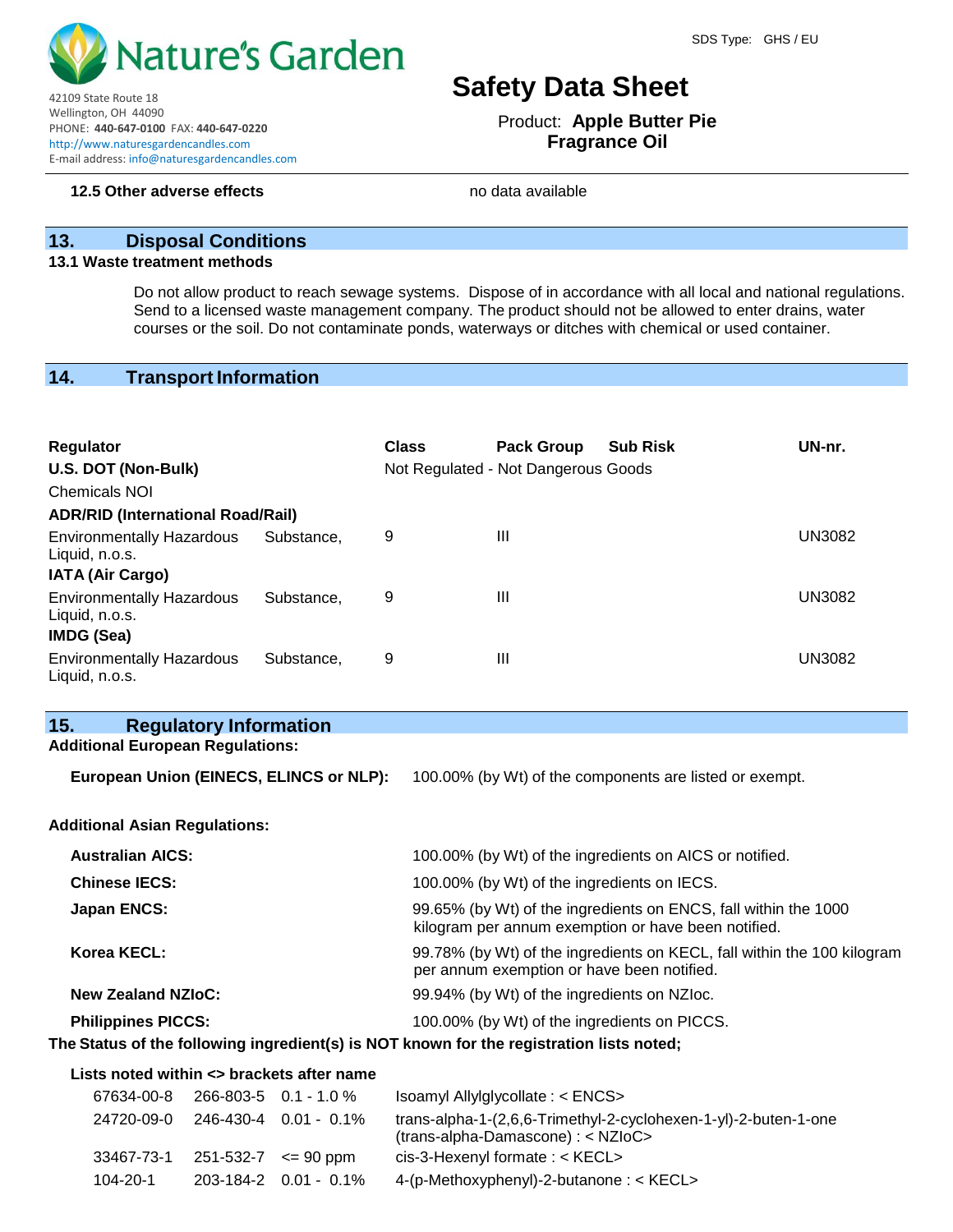**12.5 Other adverse effects** no data available

## 13. Disposal Conditions

**13.1 Waste treatment methods**

Do not allow product to reach sewage systems. Dispose of in accordance with all local and national regulations. Send to a licensed waste management company. The product should not be allowed to enter drains, water courses or the soil. Do not contaminate ponds, waterways or ditches with chemical or used container.

## 14. Transport Information

| Regulator | Class | Pack Group | Sub Risk | UN-nr. |
|---|---|---|---|---|
| **U.S. DOT (Non-Bulk)** | Not Regulated - Not Dangerous Goods | | | |
| Chemicals NOI | | | | |
| **ADR/RID (International Road/Rail)** | | | | |
| Environmentally Hazardous Substance, Liquid, n.o.s. | 9 | III | | UN3082 |
| **IATA (Air Cargo)** | | | | |
| Environmentally Hazardous Substance, Liquid, n.o.s. | 9 | III | | UN3082 |
| **IMDG (Sea)** | | | | |
| Environmentally Hazardous Substance, Liquid, n.o.s. | 9 | III | | UN3082 |

## 15. Regulatory Information

**Additional European Regulations:**

**European Union (EINECS, ELINCS or NLP):** 100.00% (by Wt) of the components are listed or exempt.

**Additional Asian Regulations:**

**Australian AICS:** 100.00% (by Wt) of the ingredients on AICS or notified.

**Chinese IECS:** 100.00% (by Wt) of the ingredients on IECS.

**Japan ENCS:** 99.65% (by Wt) of the ingredients on ENCS, fall within the 1000 kilogram per annum exemption or have been notified.

**Korea KECL:** 99.78% (by Wt) of the ingredients on KECL, fall within the 100 kilogram per annum exemption or have been notified.

**New Zealand NZIoC:** 99.94% (by Wt) of the ingredients on NZIoc.

**Philippines PICCS:** 100.00% (by Wt) of the ingredients on PICCS.

**The Status of the following ingredient(s) is NOT known for the registration lists noted;**

**Lists noted within <> brackets after name**

| | | | |
|---|---|---|---|
| 67634-00-8 | 266-803-5 | 0.1 - 1.0 % | Isoamyl Allylglycollate : < ENCS> |
| 24720-09-0 | 246-430-4 | 0.01 - 0.1% | trans-alpha-1-(2,6,6-Trimethyl-2-cyclohexen-1-yl)-2-buten-1-one (trans-alpha-Damascone) : < NZIoC> |
| 33467-73-1 | 251-532-7 | <= 90 ppm | cis-3-Hexenyl formate : < KECL> |
| 104-20-1 | 203-184-2 | 0.01 - 0.1% | 4-(p-Methoxyphenyl)-2-butanone : < KECL> |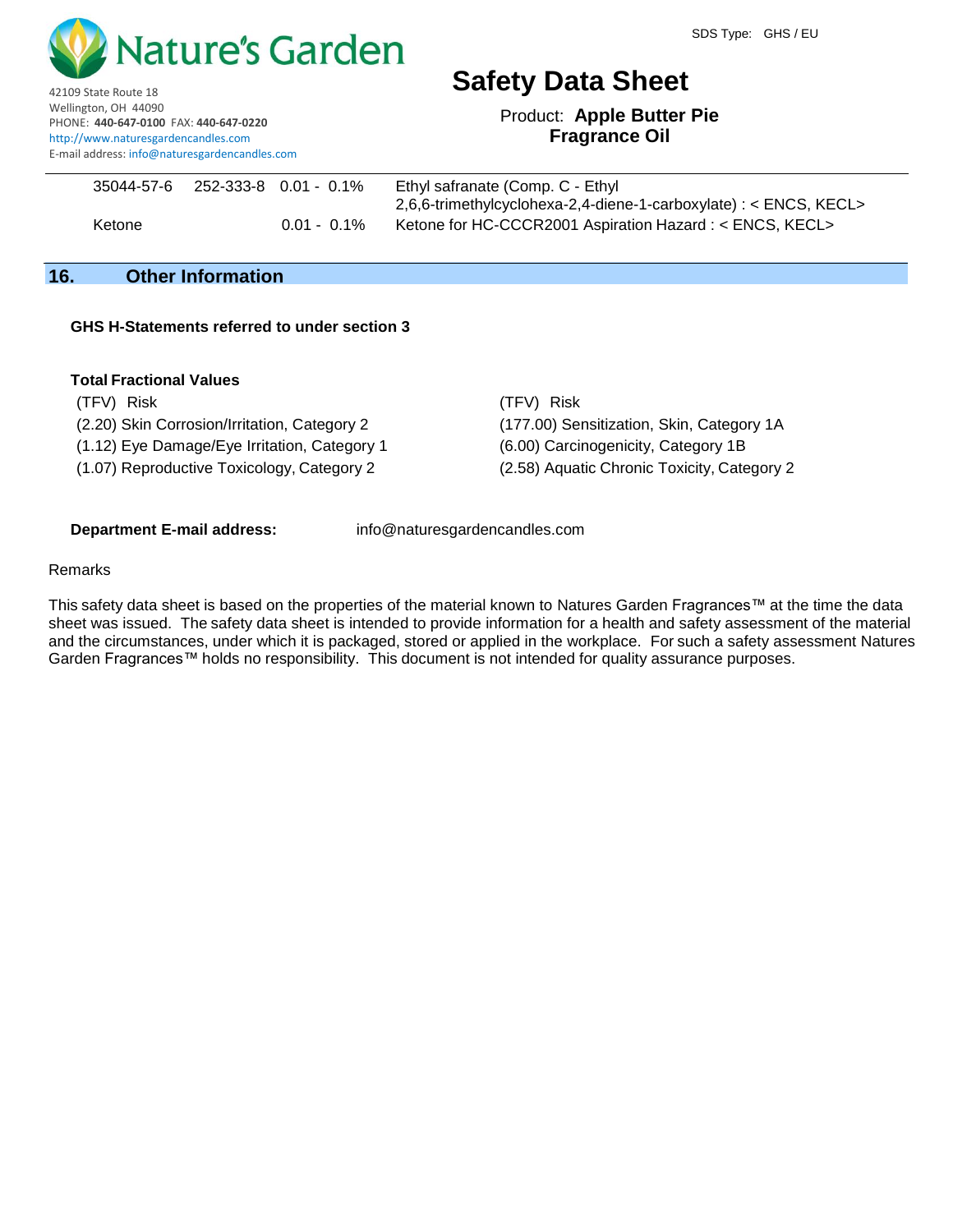| | | | |
|---|---|---|---|
| 35044-57-6 | 252-333-8 | 0.01 - 0.1% | Ethyl safranate (Comp. C - Ethyl 2,6,6-trimethylcyclohexa-2,4-diene-1-carboxylate) : < ENCS, KECL> |
| Ketone | | 0.01 - 0.1% | Ketone for HC-CCCR2001 Aspiration Hazard : < ENCS, KECL> |

## 16. Other Information

**GHS H-Statements referred to under section 3**

**Total Fractional Values**

| (TFV) Risk | (TFV) Risk |
|---|---|
| (2.20) Skin Corrosion/Irritation, Category 2 | (177.00) Sensitization, Skin, Category 1A |
| (1.12) Eye Damage/Eye Irritation, Category 1 | (6.00) Carcinogenicity, Category 1B |
| (1.07) Reproductive Toxicology, Category 2 | (2.58) Aquatic Chronic Toxicity, Category 2 |

**Department E-mail address:** info@naturesgardencandles.com

Remarks

This safety data sheet is based on the properties of the material known to Natures Garden Fragrances™ at the time the data sheet was issued. The safety data sheet is intended to provide information for a health and safety assessment of the material and the circumstances, under which it is packaged, stored or applied in the workplace. For such a safety assessment Natures Garden Fragrances™ holds no responsibility. This document is not intended for quality assurance purposes.